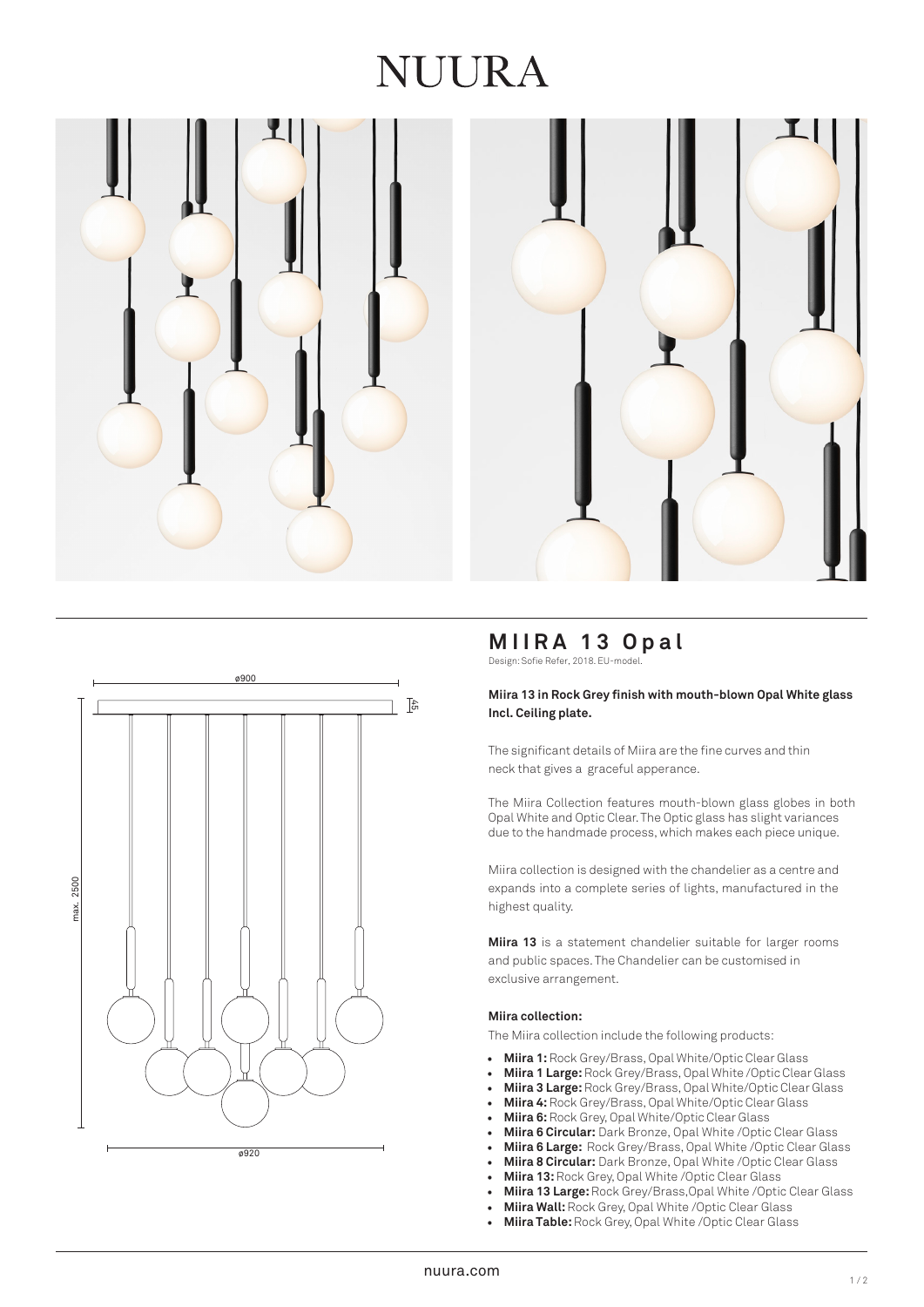# NUURA

ø900

45

max. 2500

ø920

## MIIRA 13 Opal

Design: Sofie Refer, 2018. EU-model.

**Miira 13 in Rock Grey finish with mouth-blown Opal White glass Incl. Ceiling plate.**

The significant details of Miira are the fine curves and thin neck that gives a graceful apperance.

The Miira Collection features mouth-blown glass globes in both Opal White and Optic Clear. The Optic glass has slight variances due to the handmade process, which makes each piece unique.

Miira collection is designed with the chandelier as a centre and expands into a complete series of lights, manufactured in the highest quality.

**Miira 13** is a statement chandelier suitable for larger rooms and public spaces. The Chandelier can be customised in exclusive arrangement.

**Miira collection:**

The Miira collection include the following products:

- **Miira 1:** Rock Grey/Brass, Opal White/Optic Clear Glass
- **Miira 1 Large:** Rock Grey/Brass, Opal White /Optic Clear Glass
- **Miira 3 Large:** Rock Grey/Brass, Opal White/Optic Clear Glass
- **Miira 4:** Rock Grey/Brass, Opal White/Optic Clear Glass
- **Miira 6:** Rock Grey, Opal White/Optic Clear Glass
- **Miira 6 Circular:** Dark Bronze, Opal White /Optic Clear Glass
- **Miira 6 Large:** Rock Grey/Brass, Opal White /Optic Clear Glass
- **Miira 8 Circular:** Dark Bronze, Opal White /Optic Clear Glass
- **Miira 13:** Rock Grey, Opal White /Optic Clear Glass
- **Miira 13 Large:** Rock Grey/Brass,Opal White /Optic Clear Glass
- **Miira Wall:** Rock Grey, Opal White /Optic Clear Glass
- **Miira Table:** Rock Grey, Opal White /Optic Clear Glass

nuura.com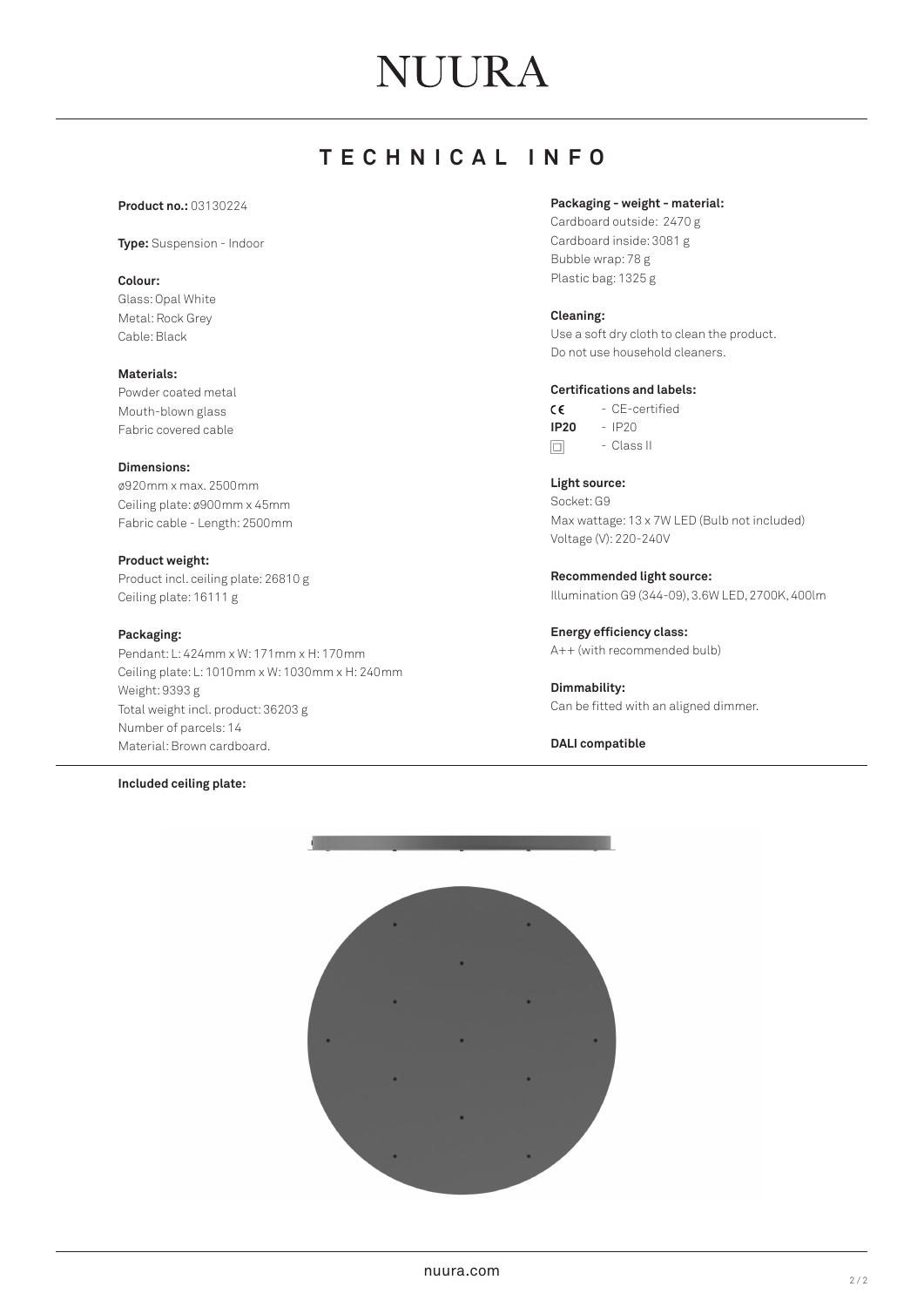# NUURA

## TECHNICAL INFO

**Product no.:** 03130224

**Type:** Suspension - Indoor

**Colour:**
Glass: Opal White
Metal: Rock Grey
Cable: Black

**Materials:**
Powder coated metal
Mouth-blown glass
Fabric covered cable

**Dimensions:**
ø920mm x max. 2500mm
Ceiling plate: ø900mm x 45mm
Fabric cable - Length: 2500mm

**Product weight:**
Product incl. ceiling plate: 26810 g
Ceiling plate: 16111 g

**Packaging:**
Pendant: L: 424mm x W: 171mm x H: 170mm
Ceiling plate: L: 1010mm x W: 1030mm x H: 240mm
Weight: 9393 g
Total weight incl. product: 36203 g
Number of parcels: 14
Material: Brown cardboard.

**Packaging - weight - material:**
Cardboard outside: 2470 g
Cardboard inside: 3081 g
Bubble wrap: 78 g
Plastic bag: 1325 g

**Cleaning:**
Use a soft dry cloth to clean the product.
Do not use household cleaners.

**Certifications and labels:**
CE - CE-certified
**IP20** - IP20
◻ - Class II

**Light source:**
Socket: G9
Max wattage: 13 x 7W LED (Bulb not included)
Voltage (V): 220-240V

**Recommended light source:**
Illumination G9 (344-09), 3.6W LED, 2700K, 400lm

**Energy efficiency class:**
A++ (with recommended bulb)

**Dimmability:**
Can be fitted with an aligned dimmer.

**DALI compatible**

**Included ceiling plate:**

nuura.com